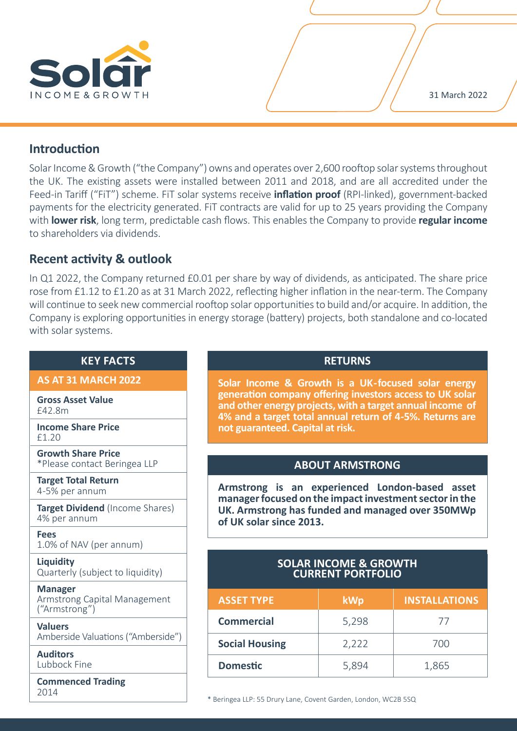# Solar INCOME & GROWTH

31 March 2022

## Introduction

Solar Income & Growth ("the Company") owns and operates over 2,600 rooftop solar systems throughout the UK. The existing assets were installed between 2011 and 2018, and are all accredited under the Feed-in Tariff ("FiT") scheme. FiT solar systems receive **inflation proof** (RPI-linked), government-backed payments for the electricity generated. FiT contracts are valid for up to 25 years providing the Company with **lower risk**, long term, predictable cash flows. This enables the Company to provide **regular income** to shareholders via dividends.

## Recent activity & outlook

In Q1 2022, the Company returned £0.01 per share by way of dividends, as anticipated. The share price rose from £1.12 to £1.20 as at 31 March 2022, reflecting higher inflation in the near-term. The Company will continue to seek new commercial rooftop solar opportunities to build and/or acquire. In addition, the Company is exploring opportunities in energy storage (battery) projects, both standalone and co-located with solar systems.

### KEY FACTS

**AS AT 31 MARCH 2022**

**Gross Asset Value**
£42.8m

**Income Share Price**
£1.20

**Growth Share Price**
*Please contact Beringea LLP

**Target Total Return**
4-5% per annum

**Target Dividend** (Income Shares)
4% per annum

**Fees**
1.0% of NAV (per annum)

**Liquidity**
Quarterly (subject to liquidity)

**Manager**
Armstrong Capital Management ("Armstrong")

**Valuers**
Amberside Valuations ("Amberside")

**Auditors**
Lubbock Fine

**Commenced Trading**
2014

### RETURNS

**Solar Income & Growth is a UK-focused solar energy generation company offering investors access to UK solar and other energy projects, with a target annual income of 4% and a target total annual return of 4-5%. Returns are not guaranteed. Capital at risk.**

### ABOUT ARMSTRONG

**Armstrong is an experienced London-based asset manager focused on the impact investment sector in the UK. Armstrong has funded and managed over 350MWp of UK solar since 2013.**

### SOLAR INCOME & GROWTH CURRENT PORTFOLIO

| ASSET TYPE | kWp | INSTALLATIONS |
|---|---|---|
| **Commercial** | 5,298 | 77 |
| **Social Housing** | 2,222 | 700 |
| **Domestic** | 5,894 | 1,865 |

* Beringea LLP: 55 Drury Lane, Covent Garden, London, WC2B 5SQ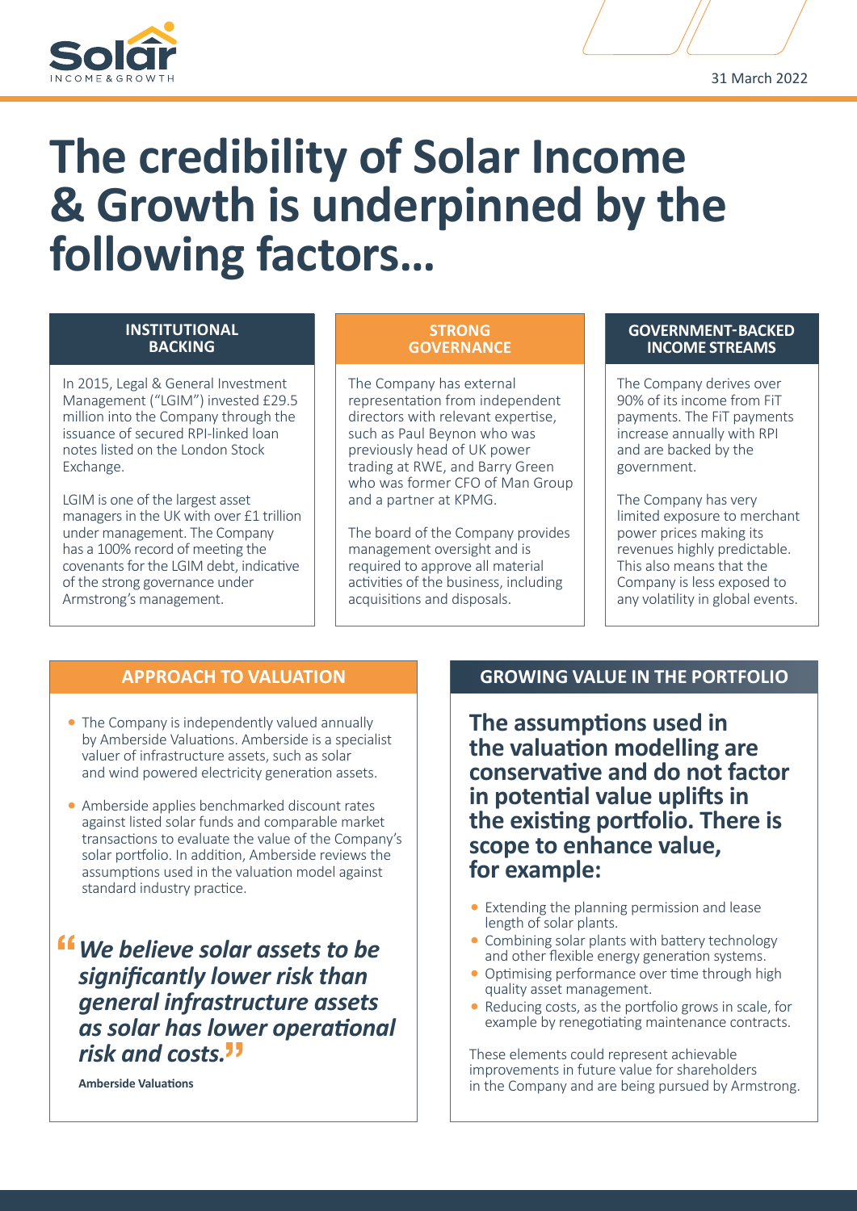# The credibility of Solar Income & Growth is underpinned by the following factors…

## INSTITUTIONAL BACKING

In 2015, Legal & General Investment Management ("LGIM") invested £29.5 million into the Company through the issuance of secured RPI-linked loan notes listed on the London Stock Exchange.

LGIM is one of the largest asset managers in the UK with over £1 trillion under management. The Company has a 100% record of meeting the covenants for the LGIM debt, indicative of the strong governance under Armstrong's management.

## STRONG GOVERNANCE

The Company has external representation from independent directors with relevant expertise, such as Paul Beynon who was previously head of UK power trading at RWE, and Barry Green who was former CFO of Man Group and a partner at KPMG.

The board of the Company provides management oversight and is required to approve all material activities of the business, including acquisitions and disposals.

## GOVERNMENT-BACKED INCOME STREAMS

The Company derives over 90% of its income from FiT payments. The FiT payments increase annually with RPI and are backed by the government.

The Company has very limited exposure to merchant power prices making its revenues highly predictable. This also means that the Company is less exposed to any volatility in global events.

## APPROACH TO VALUATION

- The Company is independently valued annually by Amberside Valuations. Amberside is a specialist valuer of infrastructure assets, such as solar and wind powered electricity generation assets.
- Amberside applies benchmarked discount rates against listed solar funds and comparable market transactions to evaluate the value of the Company's solar portfolio. In addition, Amberside reviews the assumptions used in the valuation model against standard industry practice.

> ***"We believe solar assets to be significantly lower risk than general infrastructure assets as solar has lower operational risk and costs."***
>
> **Amberside Valuations**

## GROWING VALUE IN THE PORTFOLIO

**The assumptions used in the valuation modelling are conservative and do not factor in potential value uplifts in the existing portfolio. There is scope to enhance value, for example:**

- Extending the planning permission and lease length of solar plants.
- Combining solar plants with battery technology and other flexible energy generation systems.
- Optimising performance over time through high quality asset management.
- Reducing costs, as the portfolio grows in scale, for example by renegotiating maintenance contracts.

These elements could represent achievable improvements in future value for shareholders in the Company and are being pursued by Armstrong.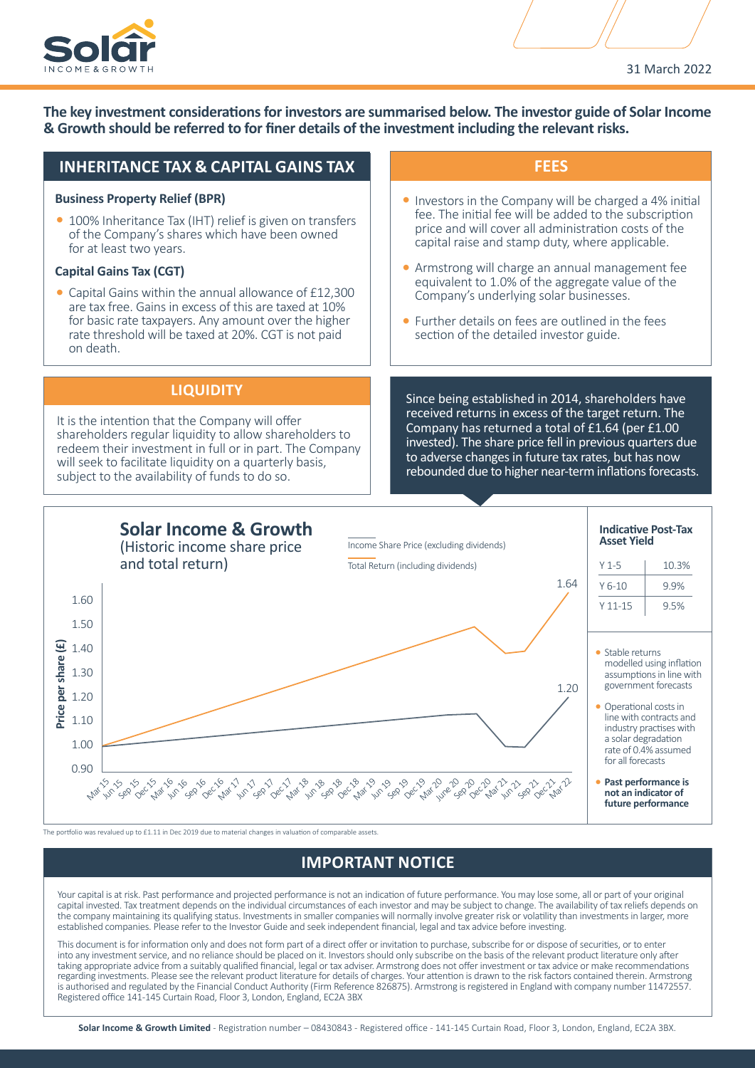Solar INCOME & GROWTH

31 March 2022

**The key investment considerations for investors are summarised below. The investor guide of Solar Income & Growth should be referred to for finer details of the investment including the relevant risks.**

## INHERITANCE TAX & CAPITAL GAINS TAX

**Business Property Relief (BPR)**

- 100% Inheritance Tax (IHT) relief is given on transfers of the Company's shares which have been owned for at least two years.

**Capital Gains Tax (CGT)**

- Capital Gains within the annual allowance of £12,300 are tax free. Gains in excess of this are taxed at 10% for basic rate taxpayers. Any amount over the higher rate threshold will be taxed at 20%. CGT is not paid on death.

## FEES

- Investors in the Company will be charged a 4% initial fee. The initial fee will be added to the subscription price and will cover all administration costs of the capital raise and stamp duty, where applicable.
- Armstrong will charge an annual management fee equivalent to 1.0% of the aggregate value of the Company's underlying solar businesses.
- Further details on fees are outlined in the fees section of the detailed investor guide.

## LIQUIDITY

It is the intention that the Company will offer shareholders regular liquidity to allow shareholders to redeem their investment in full or in part. The Company will seek to facilitate liquidity on a quarterly basis, subject to the availability of funds to do so.

Since being established in 2014, shareholders have received returns in excess of the target return. The Company has returned a total of £1.64 (per £1.00 invested). The share price fell in previous quarters due to adverse changes in future tax rates, but has now rebounded due to higher near-term inflations forecasts.

**Solar Income & Growth**
(Historic income share price and total return)

Income Share Price (excluding dividends)
Total Return (including dividends)

Price per share (£)
1.60
1.50
1.40
1.30
1.20
1.10
1.00
0.90

1.64
1.20

Mar 15, Jun 15, Sep 15, Dec 15, Mar 16, Jun 16, Sep 16, Dec 16, Mar 17, Jun 17, Sep 17, Dec 17, Mar 18, Jun 18, Sep 18, Dec 18, Mar 19, Jun 19, Sep 19, Dec 19, Mar 20, June 20, Sep 20, Dec 20, Mar 21, Jun 21, Sep 21, Dec 21, Mar 22

**Indicative Post-Tax Asset Yield**

| | |
|---|---|
| Y 1-5 | 10.3% |
| Y 6-10 | 9.9% |
| Y 11-15 | 9.5% |

- Stable returns modelled using inflation assumptions in line with government forecasts
- Operational costs in line with contracts and industry practises with a solar degradation rate of 0.4% assumed for all forecasts
- **Past performance is not an indicator of future performance**

The portfolio was revalued up to £1.11 in Dec 2019 due to material changes in valuation of comparable assets.

## IMPORTANT NOTICE

Your capital is at risk. Past performance and projected performance is not an indication of future performance. You may lose some, all or part of your original capital invested. Tax treatment depends on the individual circumstances of each investor and may be subject to change. The availability of tax reliefs depends on the company maintaining its qualifying status. Investments in smaller companies will normally involve greater risk or volatility than investments in larger, more established companies. Please refer to the Investor Guide and seek independent financial, legal and tax advice before investing.

This document is for information only and does not form part of a direct offer or invitation to purchase, subscribe for or dispose of securities, or to enter into any investment service, and no reliance should be placed on it. Investors should only subscribe on the basis of the relevant product literature only after taking appropriate advice from a suitably qualified financial, legal or tax adviser. Armstrong does not offer investment or tax advice or make recommendations regarding investments. Please see the relevant product literature for details of charges. Your attention is drawn to the risk factors contained therein. Armstrong is authorised and regulated by the Financial Conduct Authority (Firm Reference 826875). Armstrong is registered in England with company number 11472557. Registered office 141-145 Curtain Road, Floor 3, London, England, EC2A 3BX

**Solar Income & Growth Limited** - Registration number – 08430843 - Registered office - 141-145 Curtain Road, Floor 3, London, England, EC2A 3BX.